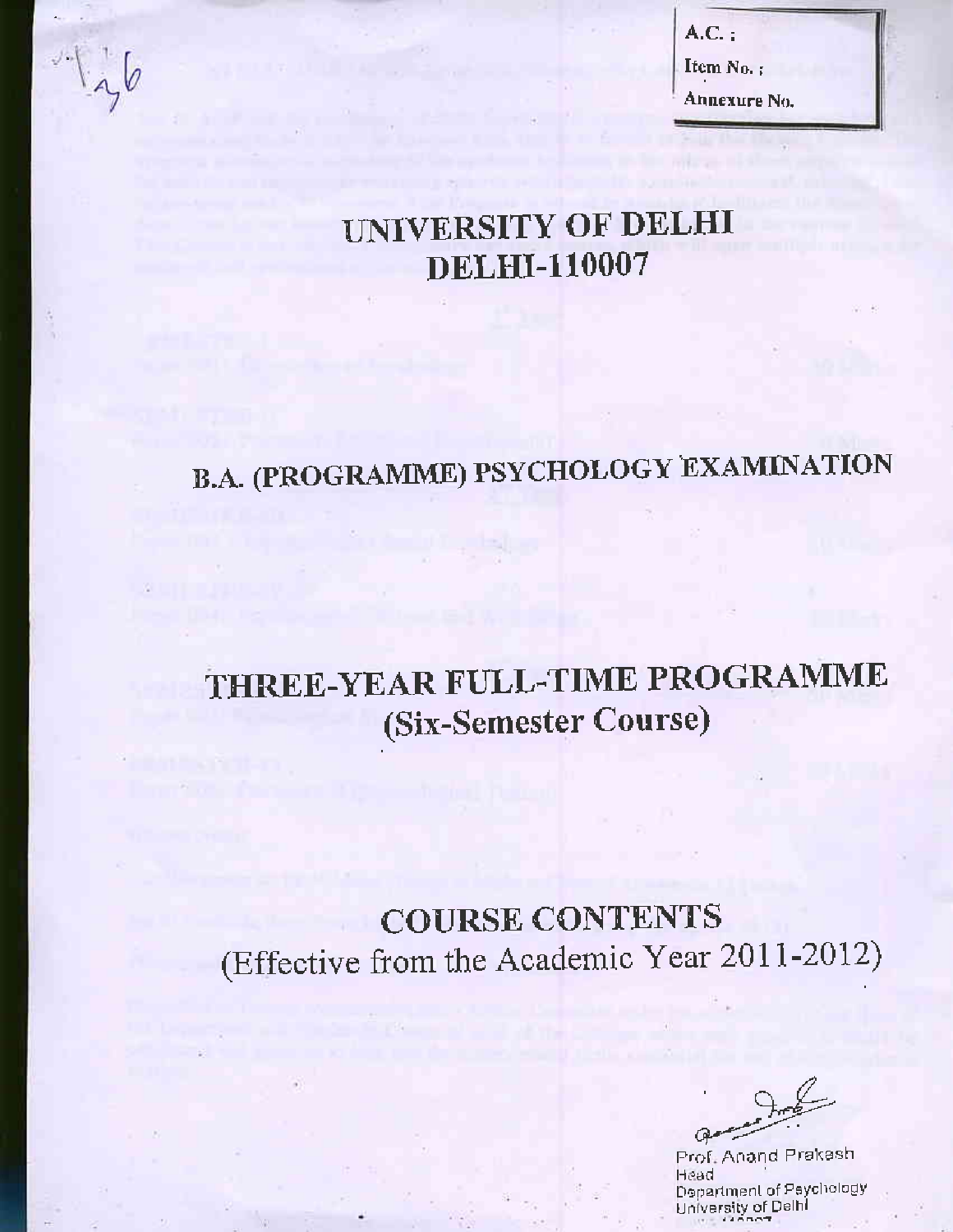A.C. :

Item No. :

Annexure No.

# UNIVERSITY OF DELHI
# DELHI-110007

## B.A. (PROGRAMME) PSYCHOLOGY EXAMINATION

## THREE-YEAR FULL-TIME PROGRAMME
### (Six-Semester Course)

## COURSE CONTENTS
(Effective from the Academic Year 2011-2012)

Prof. Anand Prakash
Head
Department of Psychology
University of Delhi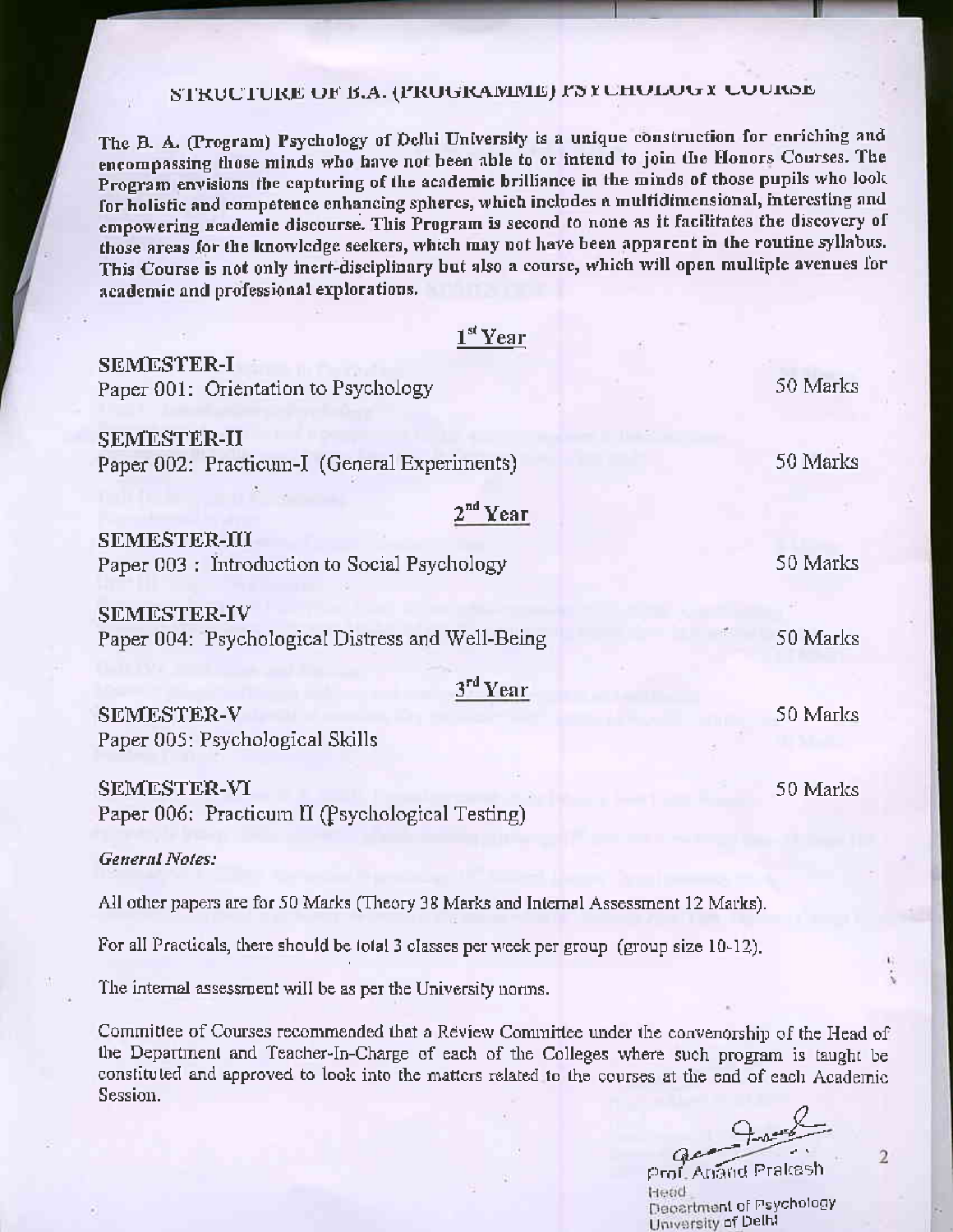# STRUCTURE OF B.A. (PROGRAMME) PSYCHOLOGY COURSE

**The B. A. (Program) Psychology of Delhi University is a unique construction for enriching and encompassing those minds who have not been able to or intend to join the Honors Courses. The Program envisions the capturing of the academic brilliance in the minds of those pupils who look for holistic and competence enhancing spheres, which includes a multidimensional, interesting and empowering academic discourse. This Program is second to none as it facilitates the discovery of those areas for the knowledge seekers, which may not have been apparent in the routine syllabus. This Course is not only inert-disciplinary but also a course, which will open multiple avenues for academic and professional explorations.**

## 1st Year

**SEMESTER-I**
Paper 001: Orientation to Psychology — 50 Marks

**SEMESTER-II**
Paper 002: Practicum-I (General Experiments) — 50 Marks

## 2nd Year

**SEMESTER-III**
Paper 003 : Introduction to Social Psychology — 50 Marks

**SEMESTER-IV**
Paper 004: Psychological Distress and Well-Being — 50 Marks

## 3rd Year

**SEMESTER-V**
Paper 005: Psychological Skills — 50 Marks

**SEMESTER-VI**
Paper 006: Practicum II (Psychological Testing) — 50 Marks

***General Notes:***

All other papers are for 50 Marks (Theory 38 Marks and Internal Assessment 12 Marks).

For all Practicals, there should be total 3 classes per week per group (group size 10-12).

The internal assessment will be as per the University norms.

Committee of Courses recommended that a Review Committee under the convenorship of the Head of the Department and Teacher-In-Charge of each of the Colleges where such program is taught be constituted and approved to look into the matters related to the courses at the end of each Academic Session.

Prof. Anand Prakash
Head
Department of Psychology
University of Delhi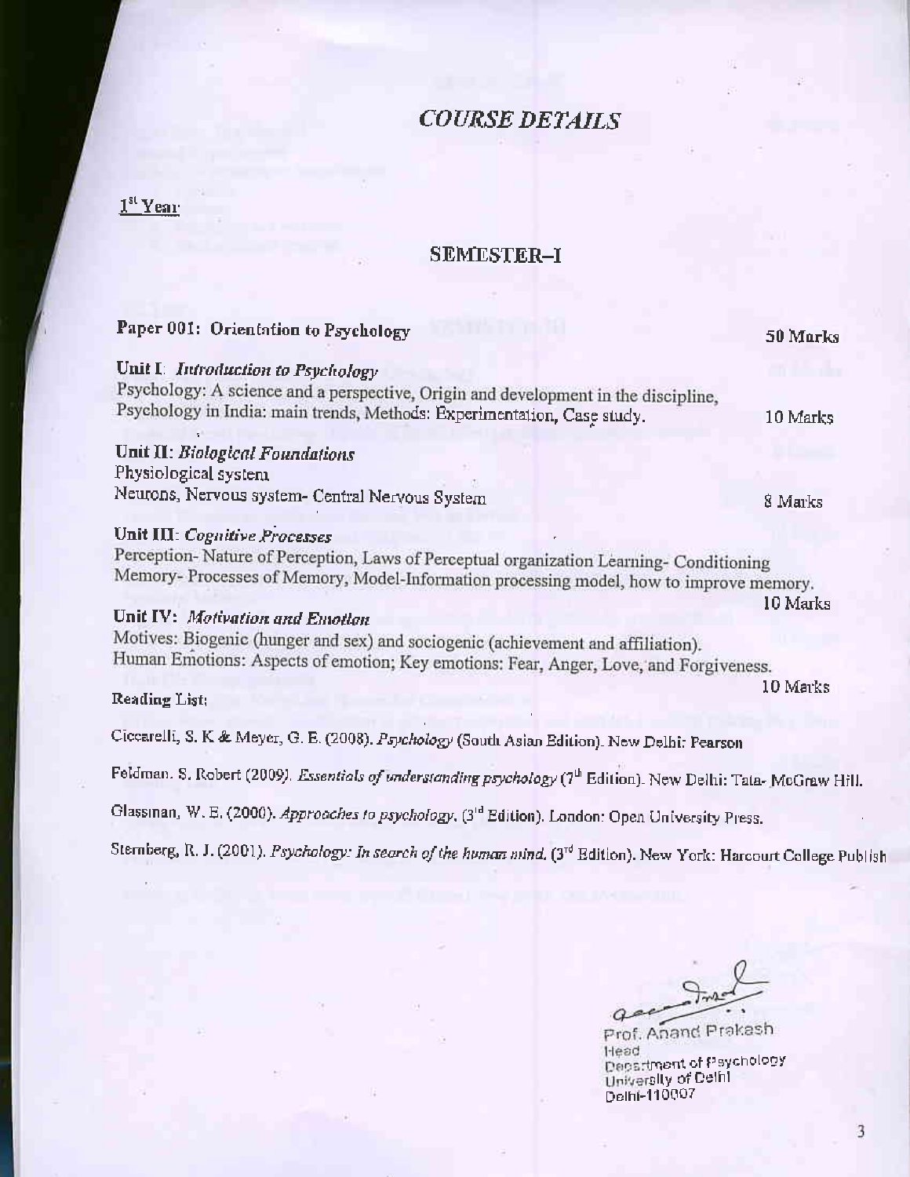# *COURSE DETAILS*

1st Year

## SEMESTER–I

**Paper 001: Orientation to Psychology** — **50 Marks**

**Unit I**: *Introduction to Psychology*
Psychology: A science and a perspective, Origin and development in the discipline,
Psychology in India: main trends, Methods: Experimentation, Case study. — 10 Marks

**Unit II**: *Biological Foundations*
Physiological system
Neurons, Nervous system- Central Nervous System — 8 Marks

**Unit III**: *Cognitive Processes*
Perception- Nature of Perception, Laws of Perceptual organization Learning- Conditioning
Memory- Processes of Memory, Model-Information processing model, how to improve memory. — 10 Marks

**Unit IV**: *Motivation and Emotion*
Motives: Biogenic (hunger and sex) and sociogenic (achievement and affiliation).
Human Emotions: Aspects of emotion; Key emotions: Fear, Anger, Love, and Forgiveness. — 10 Marks

**Reading List:**

Ciccarelli, S. K & Meyer, G. E. (2008). *Psychology* (South Asian Edition). New Delhi: Pearson

Feldman. S. Robert (2009). *Essentials of understanding psychology* (7th Edition). New Delhi: Tata- McGraw Hill.

Glassman, W. E. (2000). *Approaches to psychology*. (3rd Edition). London: Open University Press.

Sternberg, R. J. (2001). *Psychology: In search of the human mind*. (3rd Edition). New York: Harcourt College Publish

Prof. Anand Prakash
Head
Department of Psychology
University of Delhi
Delhi-110007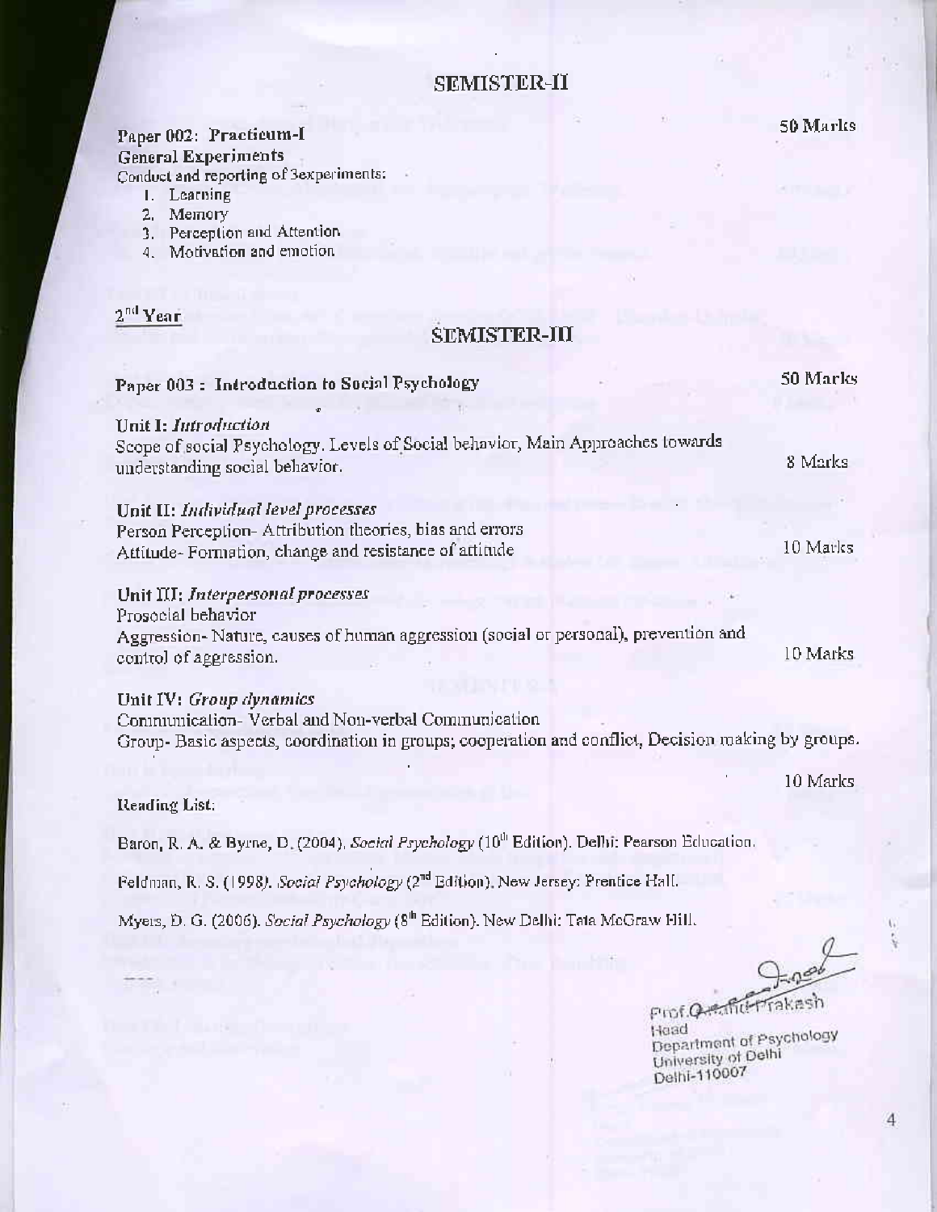## SEMISTER-II

**Paper 002: Practicum-I** — 50 Marks

**General Experiments**

Conduct and reporting of 3experiments:

1. Learning
2. Memory
3. Perception and Attention
4. Motivation and emotion

**2nd Year**

## SEMISTER-III

**Paper 003 : Introduction to Social Psychology** — 50 Marks

**Unit I: *Introduction***

Scope of social Psychology. Levels of Social behavior, Main Approaches towards understanding social behavior. — 8 Marks

**Unit II: *Individual level processes***

Person Perception- Attribution theories, bias and errors

Attitude- Formation, change and resistance of attitude — 10 Marks

**Unit III: *Interpersonal processes***

Prosocial behavior

Aggression- Nature, causes of human aggression (social or personal), prevention and control of aggression. — 10 Marks

**Unit IV: *Group dynamics***

Communication- Verbal and Non-verbal Communication

Group- Basic aspects, coordination in groups; cooperation and conflict, Decision making by groups. — 10 Marks

**Reading List:**

Baron, R. A. & Byrne, D. (2004). *Social Psychology* (10th Edition). Delhi: Pearson Education.

Feldman, R. S. (1998). *Social Psychology* (2nd Edition). New Jersey: Prentice Hall.

Myers, D. G. (2006). *Social Psychology* (8th Edition). New Delhi: Tata McGraw Hill.

Prof. Anand Prakash
Head
Department of Psychology
University of Delhi
Delhi-110007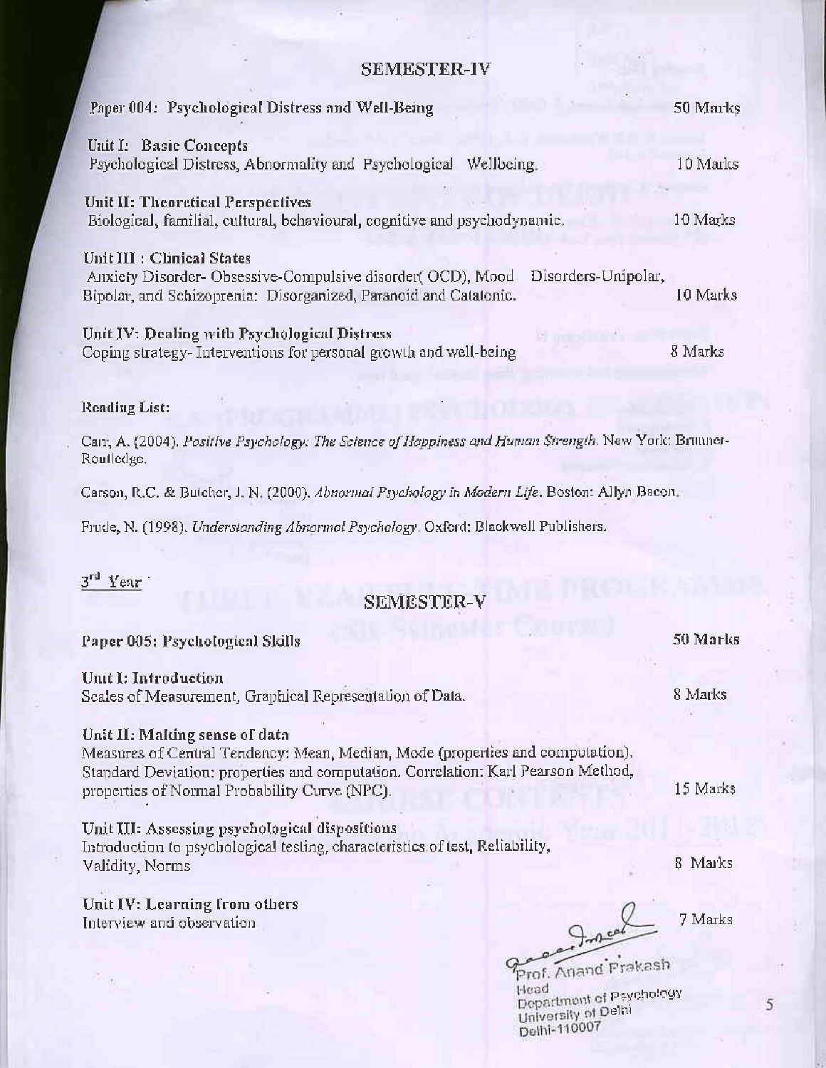## SEMESTER-IV

**Paper 004: Psychological Distress and Well-Being** — 50 Marks

**Unit I: Basic Concepts**
Psychological Distress, Abnormality and Psychological Wellbeing. — 10 Marks

**Unit II: Theoretical Perspectives**
Biological, familial, cultural, behavioural, cognitive and psychodynamic. — 10 Marks

**Unit III : Clinical States**
Anxiety Disorder- Obsessive-Compulsive disorder( OCD), Mood Disorders-Unipolar, Bipolar, and Schizoprenia: Disorganized, Paranoid and Catatonic. — 10 Marks

**Unit IV: Dealing with Psychological Distress**
Coping strategy- Interventions for personal growth and well-being — 8 Marks

**Reading List:**

Carr, A. (2004). *Positive Psychology: The Science of Happiness and Human Strength*. New York: Brunner-Routledge.

Carson, R.C. & Butcher, J. N. (2000). *Abnormal Psychology in Modern Life*. Boston: Allyn Bacon.

Frude, N. (1998). *Understanding Abnormal Psychology*. Oxford: Blackwell Publishers.

3rd Year

## SEMESTER-V

**Paper 005: Psychological Skills** — 50 Marks

**Unit I: Introduction**
Scales of Measurement, Graphical Representation of Data. — 8 Marks

**Unit II: Making sense of data**
Measures of Central Tendency: Mean, Median, Mode (properties and computation). Standard Deviation: properties and computation. Correlation: Karl Pearson Method, properties of Normal Probability Curve (NPC). — 15 Marks

**Unit III: Assessing psychological dispositions**
Introduction to psychological testing, characteristics of test, Reliability, Validity, Norms — 8 Marks

**Unit IV: Learning from others**
Interview and observation — 7 Marks

Prof. Anand Prakash
Head
Department of Psychology
University of Delhi
Delhi-110007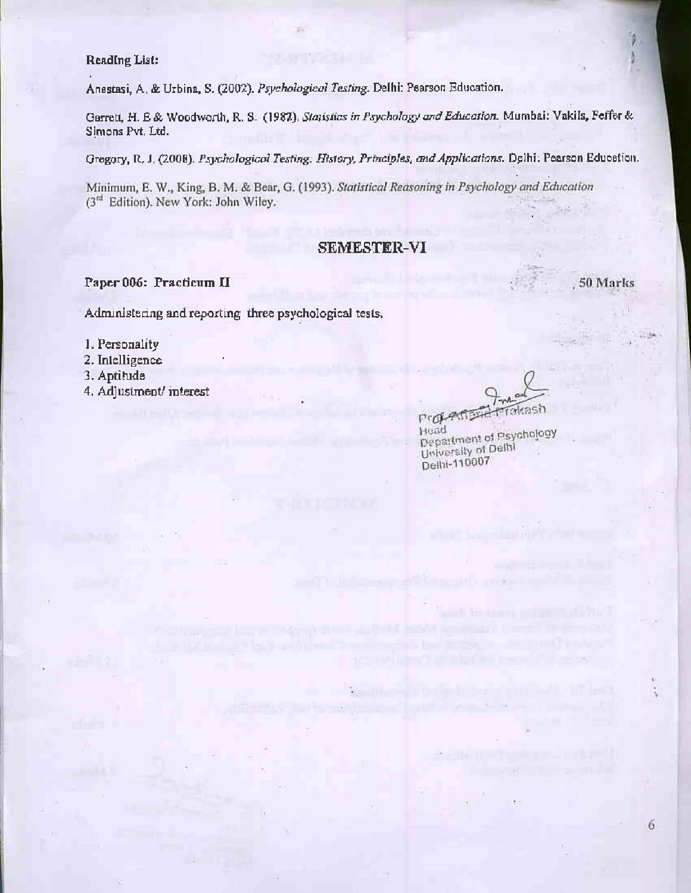**Reading List:**

Anastasi, A. & Urbina, S. (2002). *Psychological Testing*. Delhi: Pearson Education.

Garrett, H. E & Woodworth, R. S. (1987). *Statistics in Psychology and Education*. Mumbai: Vakils, Feffer & Simons Pvt. Ltd.

Gregory, R. J. (2008). *Psychological Testing: History, Principles, and Applications*. Delhi: Pearson Education.

Minimum, E. W., King, B. M. & Bear, G. (1993). *Statistical Reasoning in Psychology and Education* (3rd Edition). New York: John Wiley.

## SEMESTER-VI

**Paper 006: Practicum II** — 50 Marks

Administering and reporting three psychological tests.

1. Personality
2. Intelligence
3. Aptitude
4. Adjustment/ interest

Prof. Anand Prakash
Head
Department of Psychology
University of Delhi
Delhi-110007